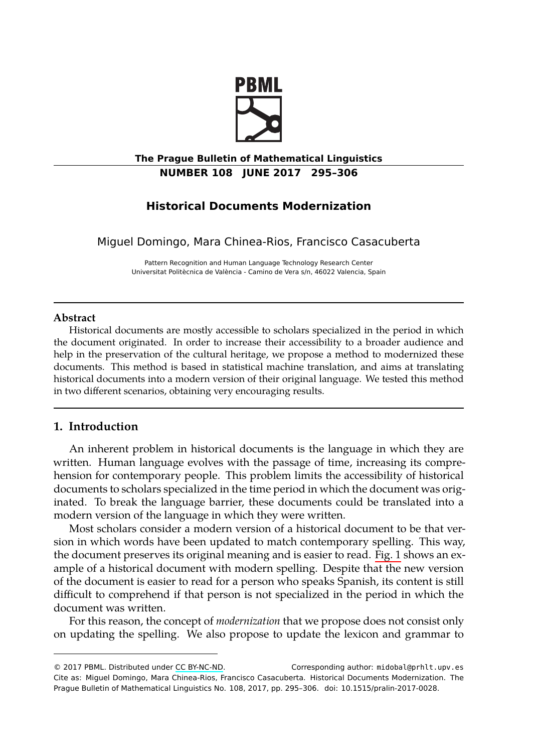# Historical Documents Modernization

Miguel Domingo, Mara Chinea-Rios, Francisco Casacuberta

Pattern Recognition and Human Language Technology Research Center
Universitat Politècnica de València - Camino de Vera s/n, 46022 Valencia, Spain

## Abstract

Historical documents are mostly accessible to scholars specialized in the period in which the document originated. In order to increase their accessibility to a broader audience and help in the preservation of the cultural heritage, we propose a method to modernized these documents. This method is based in statistical machine translation, and aims at translating historical documents into a modern version of their original language. We tested this method in two different scenarios, obtaining very encouraging results.

## 1. Introduction

An inherent problem in historical documents is the language in which they are written. Human language evolves with the passage of time, increasing its comprehension for contemporary people. This problem limits the accessibility of historical documents to scholars specialized in the time period in which the document was originated. To break the language barrier, these documents could be translated into a modern version of the language in which they were written.

Most scholars consider a modern version of a historical document to be that version in which words have been updated to match contemporary spelling. This way, the document preserves its original meaning and is easier to read. Fig. 1 shows an example of a historical document with modern spelling. Despite that the new version of the document is easier to read for a person who speaks Spanish, its content is still difficult to comprehend if that person is not specialized in the period in which the document was written.

For this reason, the concept of *modernization* that we propose does not consist only on updating the spelling. We also propose to update the lexicon and grammar to

---

© 2017 PBML. Distributed under CC BY-NC-ND. Corresponding author: midobal@prhlt.upv.es
Cite as: Miguel Domingo, Mara Chinea-Rios, Francisco Casacuberta. Historical Documents Modernization. The Prague Bulletin of Mathematical Linguistics No. 108, 2017, pp. 295–306. doi: 10.1515/pralin-2017-0028.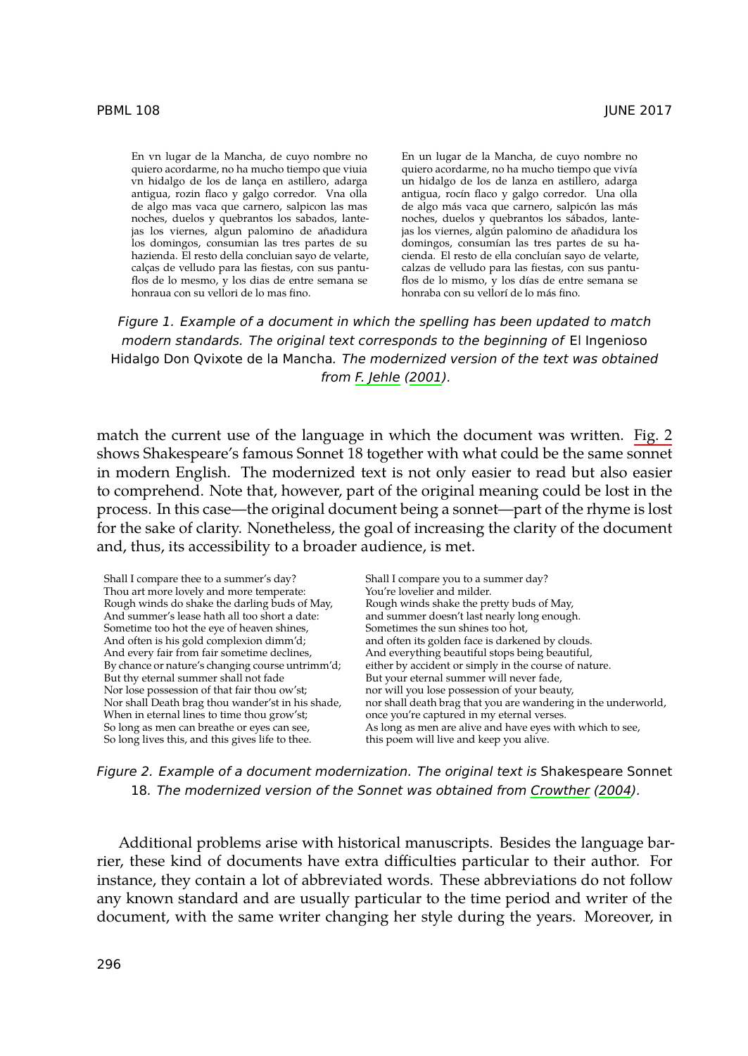En vn lugar de la Mancha, de cuyo nombre no quiero acordarme, no ha mucho tiempo que viuia vn hidalgo de los de lança en astillero, adarga antigua, rozin flaco y galgo corredor. Vna olla de algo mas vaca que carnero, salpicon las mas noches, duelos y quebrantos los sabados, lantejas los viernes, algun palomino de añadidura los domingos, consumian las tres partes de su hazienda. El resto della concluian sayo de velarte, calças de velludo para las fiestas, con sus pantuflos de lo mesmo, y los dias de entre semana se honraua con su vellori de lo mas fino.

En un lugar de la Mancha, de cuyo nombre no quiero acordarme, no ha mucho tiempo que vivía un hidalgo de los de lanza en astillero, adarga antigua, rocín flaco y galgo corredor. Una olla de algo más vaca que carnero, salpicón las más noches, duelos y quebrantos los sábados, lantejas los viernes, algún palomino de añadidura los domingos, consumían las tres partes de su hacienda. El resto de ella concluían sayo de velarte, calzas de velludo para las fiestas, con sus pantuflos de lo mismo, y los días de entre semana se honraba con su vellorí de lo más fino.

*Figure 1. Example of a document in which the spelling has been updated to match modern standards. The original text corresponds to the beginning of* El Ingenioso Hidalgo Don Qvixote de la Mancha*. The modernized version of the text was obtained from F. Jehle (2001).*

match the current use of the language in which the document was written. Fig. 2 shows Shakespeare's famous Sonnet 18 together with what could be the same sonnet in modern English. The modernized text is not only easier to read but also easier to comprehend. Note that, however, part of the original meaning could be lost in the process. In this case—the original document being a sonnet—part of the rhyme is lost for the sake of clarity. Nonetheless, the goal of increasing the clarity of the document and, thus, its accessibility to a broader audience, is met.

Shall I compare thee to a summer's day?
Thou art more lovely and more temperate:
Rough winds do shake the darling buds of May,
And summer's lease hath all too short a date:
Sometime too hot the eye of heaven shines,
And often is his gold complexion dimm'd;
And every fair from fair sometime declines,
By chance or nature's changing course untrimm'd;
But thy eternal summer shall not fade
Nor lose possession of that fair thou ow'st;
Nor shall Death brag thou wander'st in his shade,
When in eternal lines to time thou grow'st;
So long as men can breathe or eyes can see,
So long lives this, and this gives life to thee.

Shall I compare you to a summer day?
You're lovelier and milder.
Rough winds shake the pretty buds of May,
and summer doesn't last nearly long enough.
Sometimes the sun shines too hot,
and often its golden face is darkened by clouds.
And everything beautiful stops being beautiful,
either by accident or simply in the course of nature.
But your eternal summer will never fade,
nor will you lose possession of your beauty,
nor shall death brag that you are wandering in the underworld,
once you're captured in my eternal verses.
As long as men are alive and have eyes with which to see,
this poem will live and keep you alive.

*Figure 2. Example of a document modernization. The original text is* Shakespeare Sonnet 18*. The modernized version of the Sonnet was obtained from Crowther (2004).*

Additional problems arise with historical manuscripts. Besides the language barrier, these kind of documents have extra difficulties particular to their author. For instance, they contain a lot of abbreviated words. These abbreviations do not follow any known standard and are usually particular to the time period and writer of the document, with the same writer changing her style during the years. Moreover, in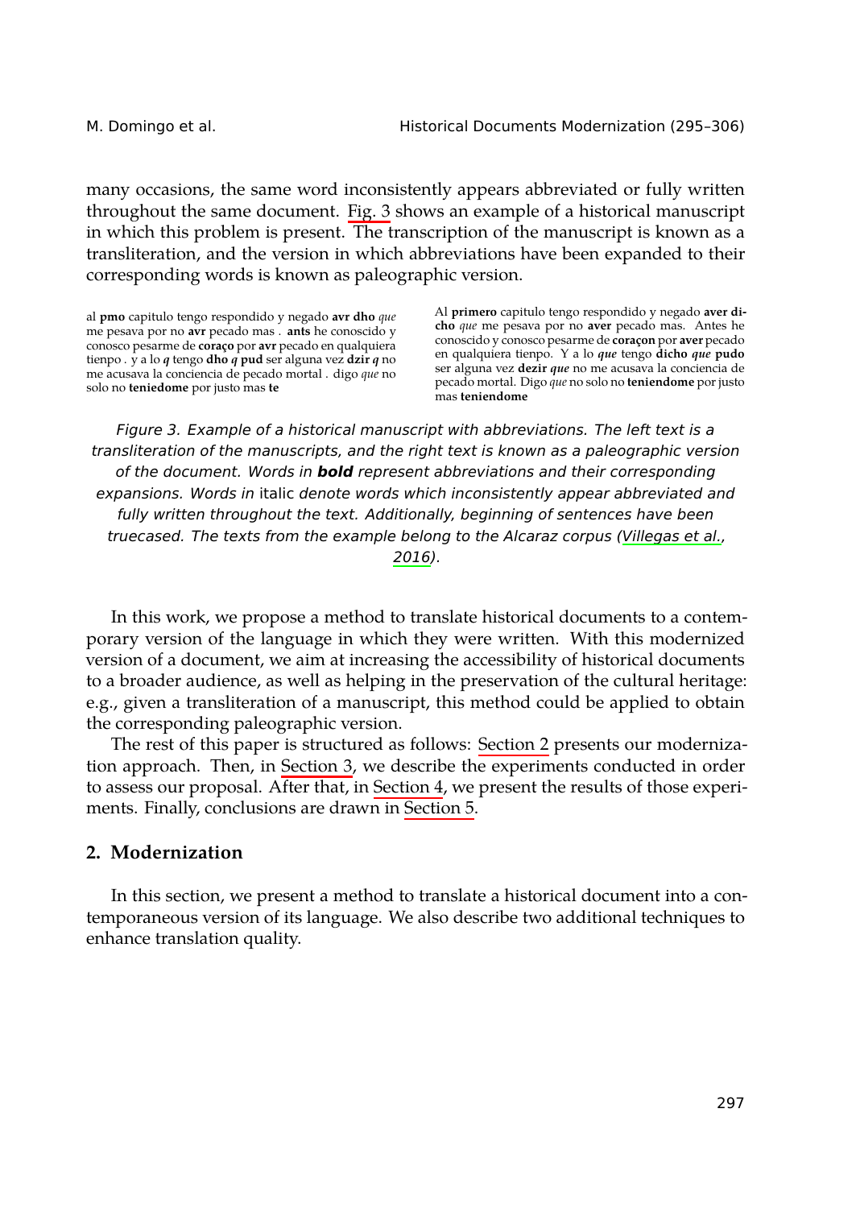many occasions, the same word inconsistently appears abbreviated or fully written throughout the same document. Fig. 3 shows an example of a historical manuscript in which this problem is present. The transcription of the manuscript is known as a transliteration, and the version in which abbreviations have been expanded to their corresponding words is known as paleographic version.

al **pmo** capitulo tengo respondido y negado **avr dho** *que* me pesava por no **avr** pecado mas . **ants** he conoscido y conosco pesarme de **coraço** por **avr** pecado en qualquiera tienpo . y a lo ***q*** tengo **dho *q* pud** ser alguna vez **dzir *q*** no me acusava la conciencia de pecado mortal . digo *que* no solo no **teniedome** por justo mas **te**

Al **primero** capitulo tengo respondido y negado **aver dicho** *que* me pesava por no **aver** pecado mas. Antes he conoscido y conosco pesarme de **coraçon** por **aver** pecado en qualquiera tienpo. Y a lo ***que*** tengo **dicho *que* pudo** ser alguna vez **dezir *que*** no me acusava la conciencia de pecado mortal. Digo *que* no solo no **teniendome** por justo mas **teniendome**

*Figure 3. Example of a historical manuscript with abbreviations. The left text is a transliteration of the manuscripts, and the right text is known as a paleographic version of the document. Words in **bold** represent abbreviations and their corresponding expansions. Words in* italic *denote words which inconsistently appear abbreviated and fully written throughout the text. Additionally, beginning of sentences have been truecased. The texts from the example belong to the Alcaraz corpus (Villegas et al., 2016).*

In this work, we propose a method to translate historical documents to a contemporary version of the language in which they were written. With this modernized version of a document, we aim at increasing the accessibility of historical documents to a broader audience, as well as helping in the preservation of the cultural heritage: e.g., given a transliteration of a manuscript, this method could be applied to obtain the corresponding paleographic version.

The rest of this paper is structured as follows: Section 2 presents our modernization approach. Then, in Section 3, we describe the experiments conducted in order to assess our proposal. After that, in Section 4, we present the results of those experiments. Finally, conclusions are drawn in Section 5.

## 2. Modernization

In this section, we present a method to translate a historical document into a contemporaneous version of its language. We also describe two additional techniques to enhance translation quality.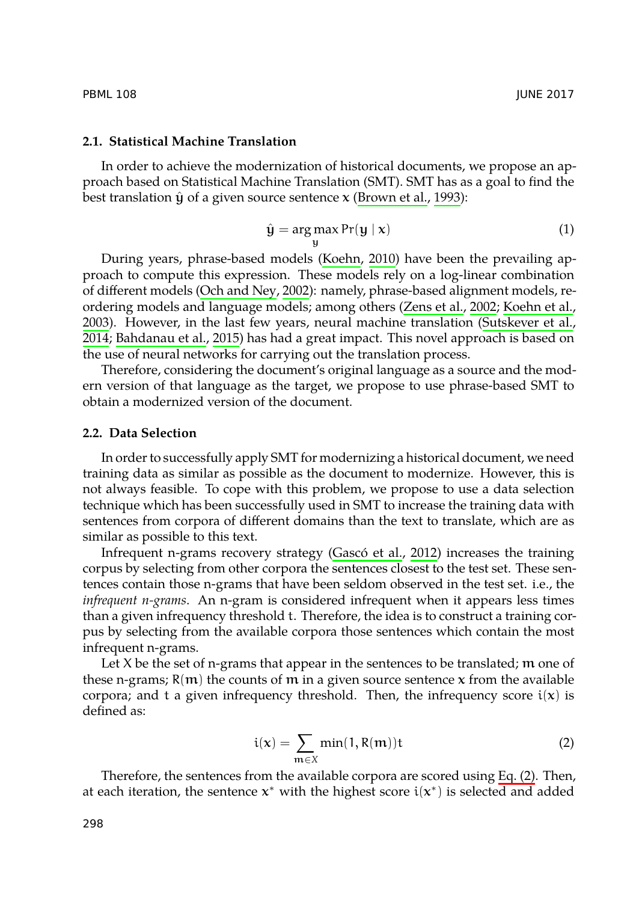### 2.1. Statistical Machine Translation

In order to achieve the modernization of historical documents, we propose an approach based on Statistical Machine Translation (SMT). SMT has as a goal to find the best translation $\hat{y}$ of a given source sentence $x$ (Brown et al., 1993):

$$\hat{y} = \arg\max_{y} \Pr(y \mid x) \tag{1}$$

During years, phrase-based models (Koehn, 2010) have been the prevailing approach to compute this expression. These models rely on a log-linear combination of different models (Och and Ney, 2002): namely, phrase-based alignment models, reordering models and language models; among others (Zens et al., 2002; Koehn et al., 2003). However, in the last few years, neural machine translation (Sutskever et al., 2014; Bahdanau et al., 2015) has had a great impact. This novel approach is based on the use of neural networks for carrying out the translation process.

Therefore, considering the document's original language as a source and the modern version of that language as the target, we propose to use phrase-based SMT to obtain a modernized version of the document.

### 2.2. Data Selection

In order to successfully apply SMT for modernizing a historical document, we need training data as similar as possible as the document to modernize. However, this is not always feasible. To cope with this problem, we propose to use a data selection technique which has been successfully used in SMT to increase the training data with sentences from corpora of different domains than the text to translate, which are as similar as possible to this text.

Infrequent n-grams recovery strategy (Gascó et al., 2012) increases the training corpus by selecting from other corpora the sentences closest to the test set. These sentences contain those n-grams that have been seldom observed in the test set. i.e., the *infrequent n-grams*. An n-gram is considered infrequent when it appears less times than a given infrequency threshold $t$. Therefore, the idea is to construct a training corpus by selecting from the available corpora those sentences which contain the most infrequent n-grams.

Let $X$ be the set of n-grams that appear in the sentences to be translated; $m$ one of these n-grams; $R(m)$ the counts of $m$ in a given source sentence $x$ from the available corpora; and $t$ a given infrequency threshold. Then, the infrequency score $i(x)$ is defined as:

$$i(x) = \sum_{m \in X} \min(1, R(m))t \tag{2}$$

Therefore, the sentences from the available corpora are scored using Eq. (2). Then, at each iteration, the sentence $x^*$ with the highest score $i(x^*)$ is selected and added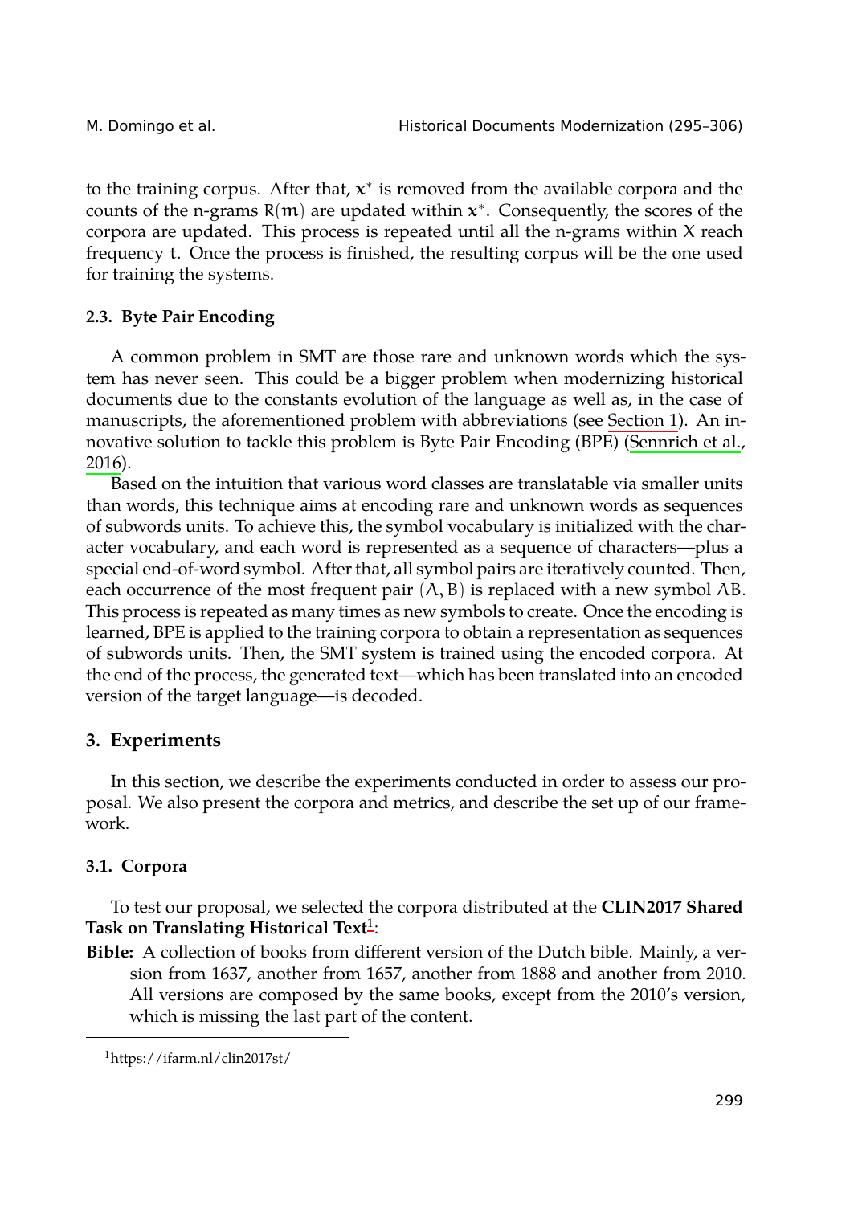to the training corpus. After that, $x^*$ is removed from the available corpora and the counts of the n-grams $R(m)$ are updated within $x^*$. Consequently, the scores of the corpora are updated. This process is repeated until all the n-grams within $X$ reach frequency $t$. Once the process is finished, the resulting corpus will be the one used for training the systems.

### 2.3. Byte Pair Encoding

A common problem in SMT are those rare and unknown words which the system has never seen. This could be a bigger problem when modernizing historical documents due to the constants evolution of the language as well as, in the case of manuscripts, the aforementioned problem with abbreviations (see Section 1). An innovative solution to tackle this problem is Byte Pair Encoding (BPE) (Sennrich et al., 2016).

Based on the intuition that various word classes are translatable via smaller units than words, this technique aims at encoding rare and unknown words as sequences of subwords units. To achieve this, the symbol vocabulary is initialized with the character vocabulary, and each word is represented as a sequence of characters—plus a special end-of-word symbol. After that, all symbol pairs are iteratively counted. Then, each occurrence of the most frequent pair $(A, B)$ is replaced with a new symbol $AB$. This process is repeated as many times as new symbols to create. Once the encoding is learned, BPE is applied to the training corpora to obtain a representation as sequences of subwords units. Then, the SMT system is trained using the encoded corpora. At the end of the process, the generated text—which has been translated into an encoded version of the target language—is decoded.

## 3. Experiments

In this section, we describe the experiments conducted in order to assess our proposal. We also present the corpora and metrics, and describe the set up of our framework.

### 3.1. Corpora

To test our proposal, we selected the corpora distributed at the **CLIN2017 Shared Task on Translating Historical Text**[1]:

**Bible:** A collection of books from different version of the Dutch bible. Mainly, a version from 1637, another from 1657, another from 1888 and another from 2010. All versions are composed by the same books, except from the 2010's version, which is missing the last part of the content.

[1] https://ifarm.nl/clin2017st/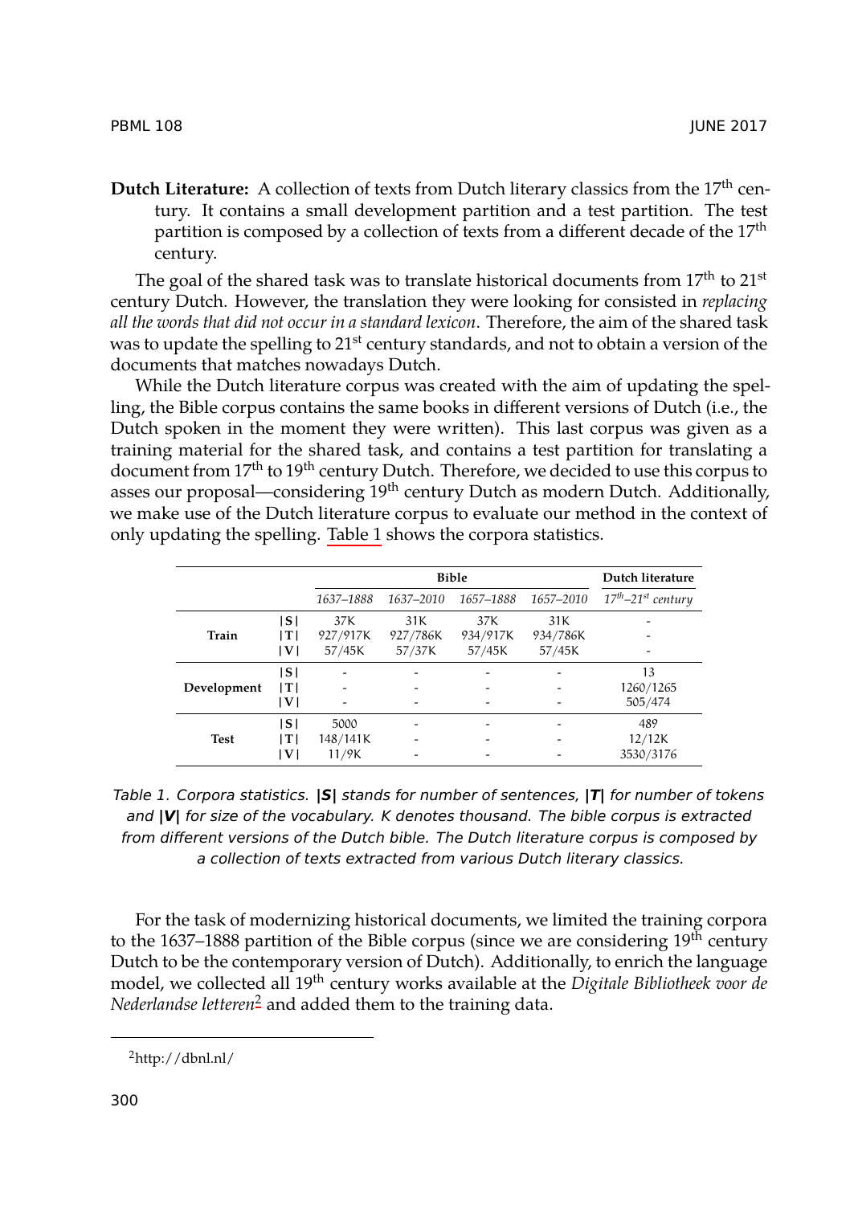**Dutch Literature:** A collection of texts from Dutch literary classics from the 17th century. It contains a small development partition and a test partition. The test partition is composed by a collection of texts from a different decade of the 17th century.

The goal of the shared task was to translate historical documents from 17th to 21st century Dutch. However, the translation they were looking for consisted in *replacing all the words that did not occur in a standard lexicon*. Therefore, the aim of the shared task was to update the spelling to 21st century standards, and not to obtain a version of the documents that matches nowadays Dutch.

While the Dutch literature corpus was created with the aim of updating the spelling, the Bible corpus contains the same books in different versions of Dutch (i.e., the Dutch spoken in the moment they were written). This last corpus was given as a training material for the shared task, and contains a test partition for translating a document from 17th to 19th century Dutch. Therefore, we decided to use this corpus to asses our proposal—considering 19th century Dutch as modern Dutch. Additionally, we make use of the Dutch literature corpus to evaluate our method in the context of only updating the spelling. Table 1 shows the corpora statistics.

| | | **Bible** | | | | **Dutch literature** |
|---|---|---|---|---|---|---|
| | | *1637–1888* | *1637–2010* | *1657–1888* | *1657–2010* | *17th–21st century* |
| **Train** | **\|S\|** | 37K | 31K | 37K | 31K | - |
| | **\|T\|** | 927/917K | 927/786K | 934/917K | 934/786K | - |
| | **\|V\|** | 57/45K | 57/37K | 57/45K | 57/45K | - |
| **Development** | **\|S\|** | - | - | - | - | 13 |
| | **\|T\|** | - | - | - | - | 1260/1265 |
| | **\|V\|** | - | - | - | - | 505/474 |
| **Test** | **\|S\|** | 5000 | - | - | - | 489 |
| | **\|T\|** | 148/141K | - | - | - | 12/12K |
| | **\|V\|** | 11/9K | - | - | - | 3530/3176 |

*Table 1. Corpora statistics.* ***|S|*** *stands for number of sentences,* ***|T|*** *for number of tokens and* ***|V|*** *for size of the vocabulary. K denotes thousand. The bible corpus is extracted from different versions of the Dutch bible. The Dutch literature corpus is composed by a collection of texts extracted from various Dutch literary classics.*

For the task of modernizing historical documents, we limited the training corpora to the 1637–1888 partition of the Bible corpus (since we are considering 19th century Dutch to be the contemporary version of Dutch). Additionally, to enrich the language model, we collected all 19th century works available at the *Digitale Bibliotheek voor de Nederlandse letteren*[2] and added them to the training data.

[2] http://dbnl.nl/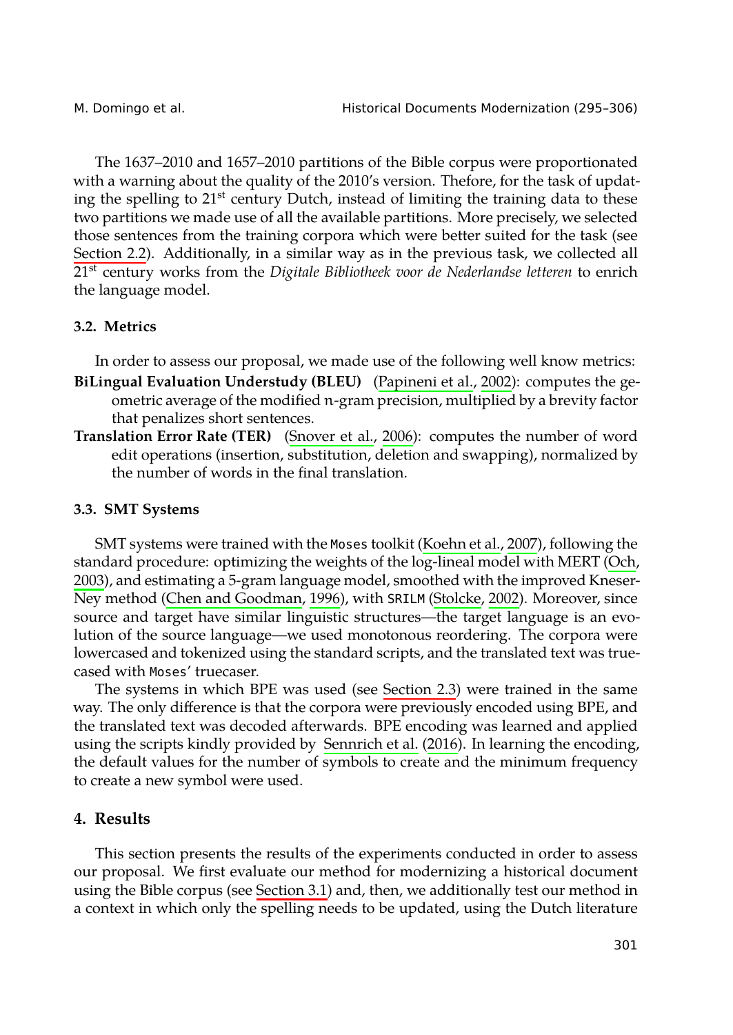The 1637–2010 and 1657–2010 partitions of the Bible corpus were proportionated with a warning about the quality of the 2010's version. Thefore, for the task of updating the spelling to 21st century Dutch, instead of limiting the training data to these two partitions we made use of all the available partitions. More precisely, we selected those sentences from the training corpora which were better suited for the task (see Section 2.2). Additionally, in a similar way as in the previous task, we collected all 21st century works from the *Digitale Bibliotheek voor de Nederlandse letteren* to enrich the language model.

### 3.2. Metrics

In order to assess our proposal, we made use of the following well know metrics:

**BiLingual Evaluation Understudy (BLEU)** (Papineni et al., 2002): computes the geometric average of the modified $n$-gram precision, multiplied by a brevity factor that penalizes short sentences.

**Translation Error Rate (TER)** (Snover et al., 2006): computes the number of word edit operations (insertion, substitution, deletion and swapping), normalized by the number of words in the final translation.

### 3.3. SMT Systems

SMT systems were trained with the `Moses` toolkit (Koehn et al., 2007), following the standard procedure: optimizing the weights of the log-lineal model with MERT (Och, 2003), and estimating a 5-gram language model, smoothed with the improved Kneser-Ney method (Chen and Goodman, 1996), with `SRILM` (Stolcke, 2002). Moreover, since source and target have similar linguistic structures—the target language is an evolution of the source language—we used monotonous reordering. The corpora were lowercased and tokenized using the standard scripts, and the translated text was truecased with `Moses`' truecaser.

The systems in which BPE was used (see Section 2.3) were trained in the same way. The only difference is that the corpora were previously encoded using BPE, and the translated text was decoded afterwards. BPE encoding was learned and applied using the scripts kindly provided by Sennrich et al. (2016). In learning the encoding, the default values for the number of symbols to create and the minimum frequency to create a new symbol were used.

## 4. Results

This section presents the results of the experiments conducted in order to assess our proposal. We first evaluate our method for modernizing a historical document using the Bible corpus (see Section 3.1) and, then, we additionally test our method in a context in which only the spelling needs to be updated, using the Dutch literature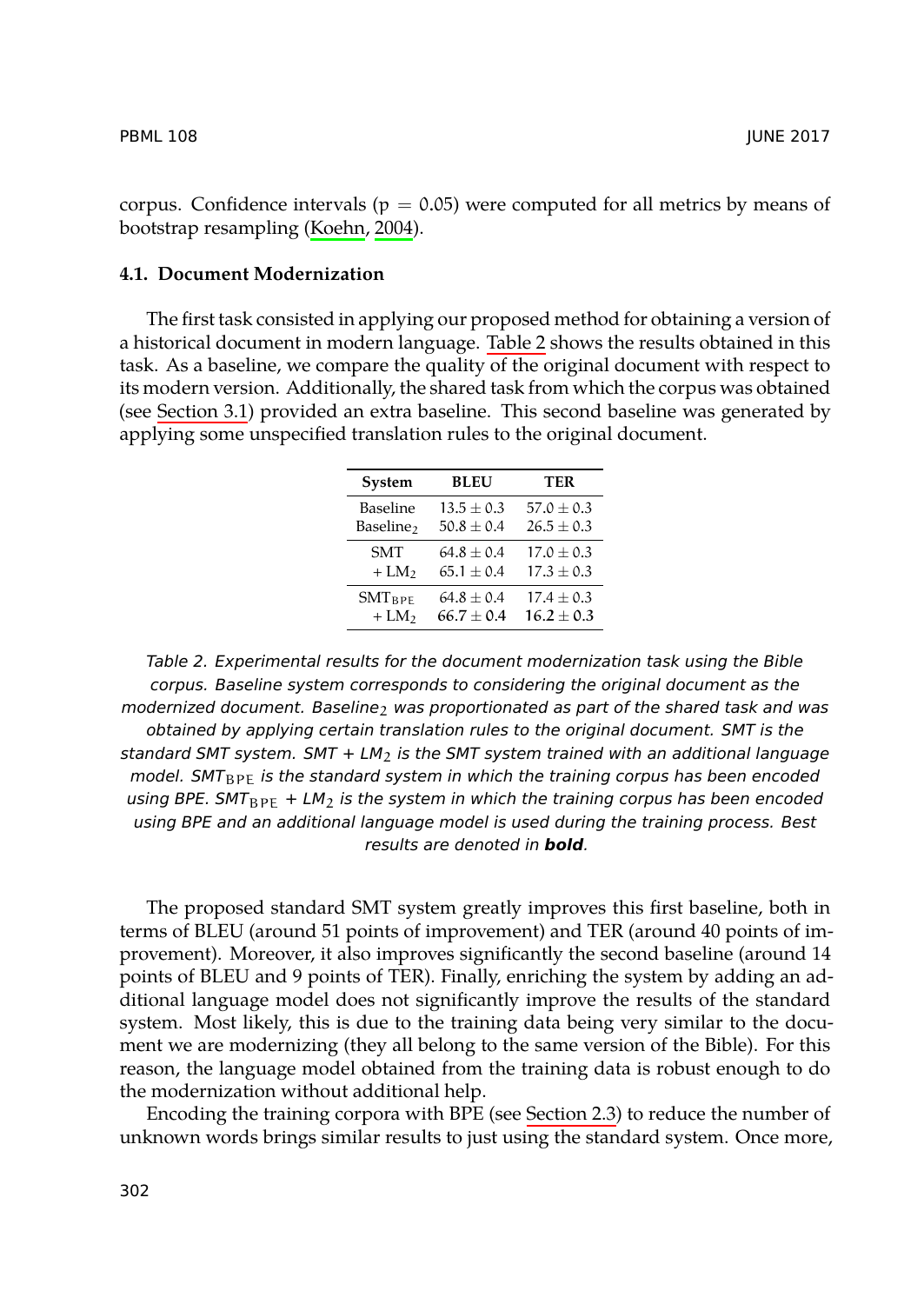corpus. Confidence intervals ($p = 0.05$) were computed for all metrics by means of bootstrap resampling (Koehn, 2004).

### 4.1. Document Modernization

The first task consisted in applying our proposed method for obtaining a version of a historical document in modern language. Table 2 shows the results obtained in this task. As a baseline, we compare the quality of the original document with respect to its modern version. Additionally, the shared task from which the corpus was obtained (see Section 3.1) provided an extra baseline. This second baseline was generated by applying some unspecified translation rules to the original document.

| System | BLEU | TER |
|---|---|---|
| Baseline | $13.5 \pm 0.3$ | $57.0 \pm 0.3$ |
| $\text{Baseline}_2$ | $50.8 \pm 0.4$ | $26.5 \pm 0.3$ |
| SMT | $64.8 \pm 0.4$ | $17.0 \pm 0.3$ |
| $+ \text{LM}_2$ | $65.1 \pm 0.4$ | $17.3 \pm 0.3$ |
| $\text{SMT}_{\text{BPE}}$ | $64.8 \pm 0.4$ | $17.4 \pm 0.3$ |
| $+ \text{LM}_2$ | $\mathbf{66.7 \pm 0.4}$ | $\mathbf{16.2 \pm 0.3}$ |

*Table 2. Experimental results for the document modernization task using the Bible corpus. Baseline system corresponds to considering the original document as the modernized document. $\text{Baseline}_2$ was proportionated as part of the shared task and was obtained by applying certain translation rules to the original document. SMT is the standard SMT system. SMT + $\text{LM}_2$ is the SMT system trained with an additional language model. $\text{SMT}_{\text{BPE}}$ is the standard system in which the training corpus has been encoded using BPE. $\text{SMT}_{\text{BPE}}$ + $\text{LM}_2$ is the system in which the training corpus has been encoded using BPE and an additional language model is used during the training process. Best results are denoted in **bold**.*

The proposed standard SMT system greatly improves this first baseline, both in terms of BLEU (around 51 points of improvement) and TER (around 40 points of improvement). Moreover, it also improves significantly the second baseline (around 14 points of BLEU and 9 points of TER). Finally, enriching the system by adding an additional language model does not significantly improve the results of the standard system. Most likely, this is due to the training data being very similar to the document we are modernizing (they all belong to the same version of the Bible). For this reason, the language model obtained from the training data is robust enough to do the modernization without additional help.

Encoding the training corpora with BPE (see Section 2.3) to reduce the number of unknown words brings similar results to just using the standard system. Once more,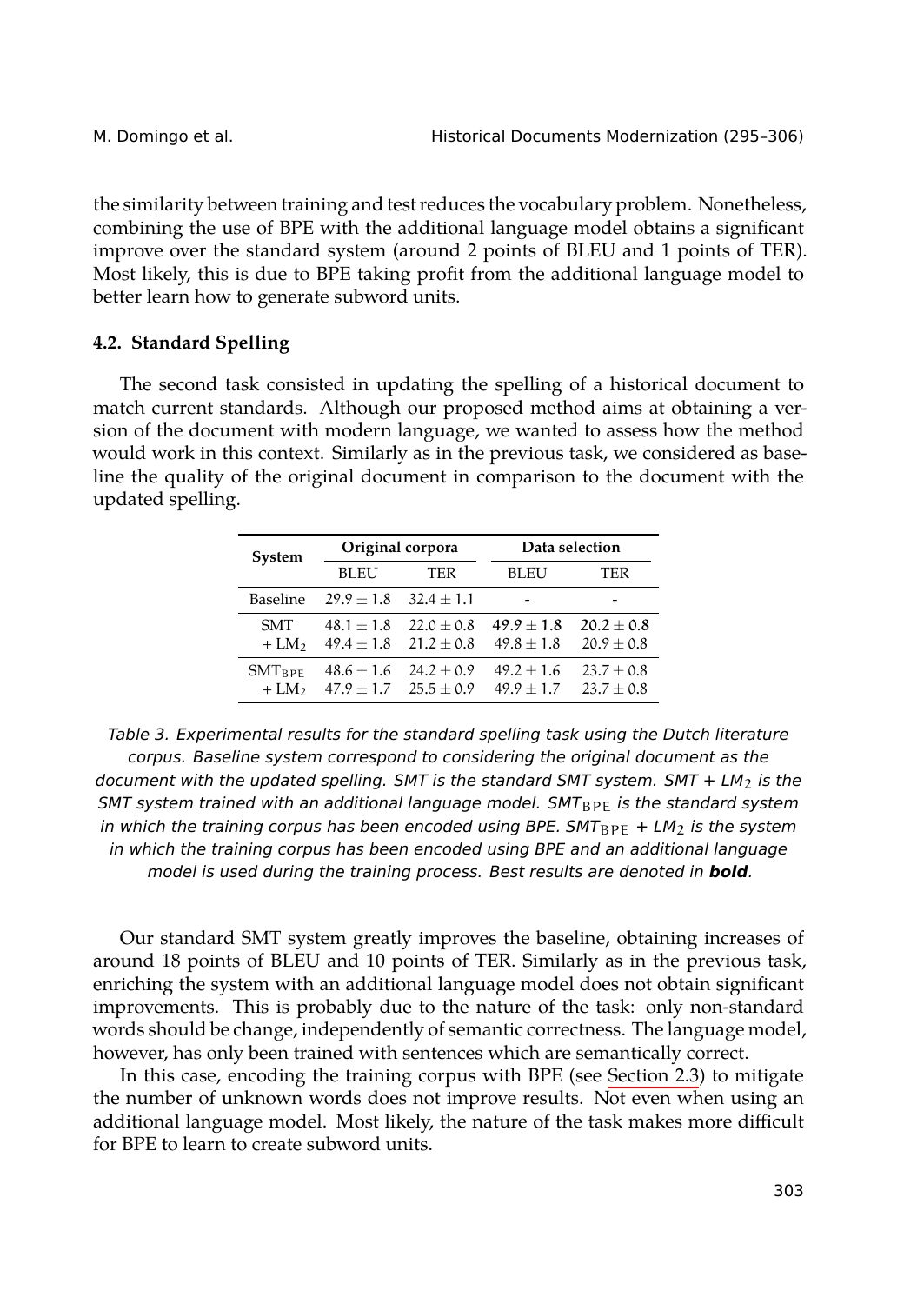the similarity between training and test reduces the vocabulary problem. Nonetheless, combining the use of BPE with the additional language model obtains a significant improve over the standard system (around 2 points of BLEU and 1 points of TER). Most likely, this is due to BPE taking profit from the additional language model to better learn how to generate subword units.

### 4.2. Standard Spelling

The second task consisted in updating the spelling of a historical document to match current standards. Although our proposed method aims at obtaining a version of the document with modern language, we wanted to assess how the method would work in this context. Similarly as in the previous task, we considered as baseline the quality of the original document in comparison to the document with the updated spelling.

| System | Original corpora | | Data selection | |
|---|---|---|---|---|
| | BLEU | TER | BLEU | TER |
| Baseline | $29.9 \pm 1.8$ | $32.4 \pm 1.1$ | - | - |
| SMT | $48.1 \pm 1.8$ | $22.0 \pm 0.8$ | $\mathbf{49.9 \pm 1.8}$ | $\mathbf{20.2 \pm 0.8}$ |
| + $LM_2$ | $49.4 \pm 1.8$ | $21.2 \pm 0.8$ | $49.8 \pm 1.8$ | $20.9 \pm 0.8$ |
| $SMT_{BPE}$ | $48.6 \pm 1.6$ | $24.2 \pm 0.9$ | $49.2 \pm 1.6$ | $23.7 \pm 0.8$ |
| + $LM_2$ | $47.9 \pm 1.7$ | $25.5 \pm 0.9$ | $49.9 \pm 1.7$ | $23.7 \pm 0.8$ |

*Table 3. Experimental results for the standard spelling task using the Dutch literature corpus. Baseline system correspond to considering the original document as the document with the updated spelling. SMT is the standard SMT system. SMT + $LM_2$ is the SMT system trained with an additional language model. $SMT_{BPE}$ is the standard system in which the training corpus has been encoded using BPE. $SMT_{BPE}$ + $LM_2$ is the system in which the training corpus has been encoded using BPE and an additional language model is used during the training process. Best results are denoted in **bold**.*

Our standard SMT system greatly improves the baseline, obtaining increases of around 18 points of BLEU and 10 points of TER. Similarly as in the previous task, enriching the system with an additional language model does not obtain significant improvements. This is probably due to the nature of the task: only non-standard words should be change, independently of semantic correctness. The language model, however, has only been trained with sentences which are semantically correct.

In this case, encoding the training corpus with BPE (see Section 2.3) to mitigate the number of unknown words does not improve results. Not even when using an additional language model. Most likely, the nature of the task makes more difficult for BPE to learn to create subword units.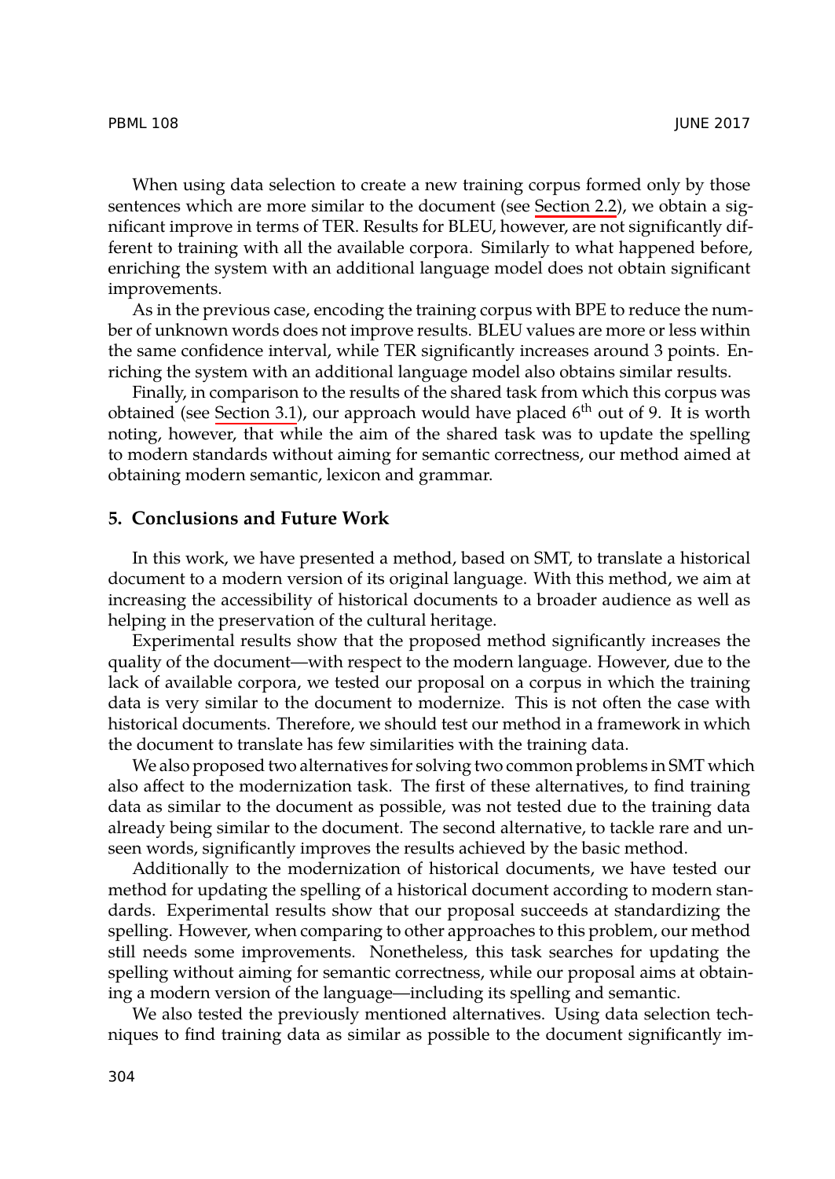When using data selection to create a new training corpus formed only by those sentences which are more similar to the document (see Section 2.2), we obtain a significant improve in terms of TER. Results for BLEU, however, are not significantly different to training with all the available corpora. Similarly to what happened before, enriching the system with an additional language model does not obtain significant improvements.

As in the previous case, encoding the training corpus with BPE to reduce the number of unknown words does not improve results. BLEU values are more or less within the same confidence interval, while TER significantly increases around 3 points. Enriching the system with an additional language model also obtains similar results.

Finally, in comparison to the results of the shared task from which this corpus was obtained (see Section 3.1), our approach would have placed 6th out of 9. It is worth noting, however, that while the aim of the shared task was to update the spelling to modern standards without aiming for semantic correctness, our method aimed at obtaining modern semantic, lexicon and grammar.

## 5. Conclusions and Future Work

In this work, we have presented a method, based on SMT, to translate a historical document to a modern version of its original language. With this method, we aim at increasing the accessibility of historical documents to a broader audience as well as helping in the preservation of the cultural heritage.

Experimental results show that the proposed method significantly increases the quality of the document—with respect to the modern language. However, due to the lack of available corpora, we tested our proposal on a corpus in which the training data is very similar to the document to modernize. This is not often the case with historical documents. Therefore, we should test our method in a framework in which the document to translate has few similarities with the training data.

We also proposed two alternatives for solving two common problems in SMT which also affect to the modernization task. The first of these alternatives, to find training data as similar to the document as possible, was not tested due to the training data already being similar to the document. The second alternative, to tackle rare and unseen words, significantly improves the results achieved by the basic method.

Additionally to the modernization of historical documents, we have tested our method for updating the spelling of a historical document according to modern standards. Experimental results show that our proposal succeeds at standardizing the spelling. However, when comparing to other approaches to this problem, our method still needs some improvements. Nonetheless, this task searches for updating the spelling without aiming for semantic correctness, while our proposal aims at obtaining a modern version of the language—including its spelling and semantic.

We also tested the previously mentioned alternatives. Using data selection techniques to find training data as similar as possible to the document significantly im-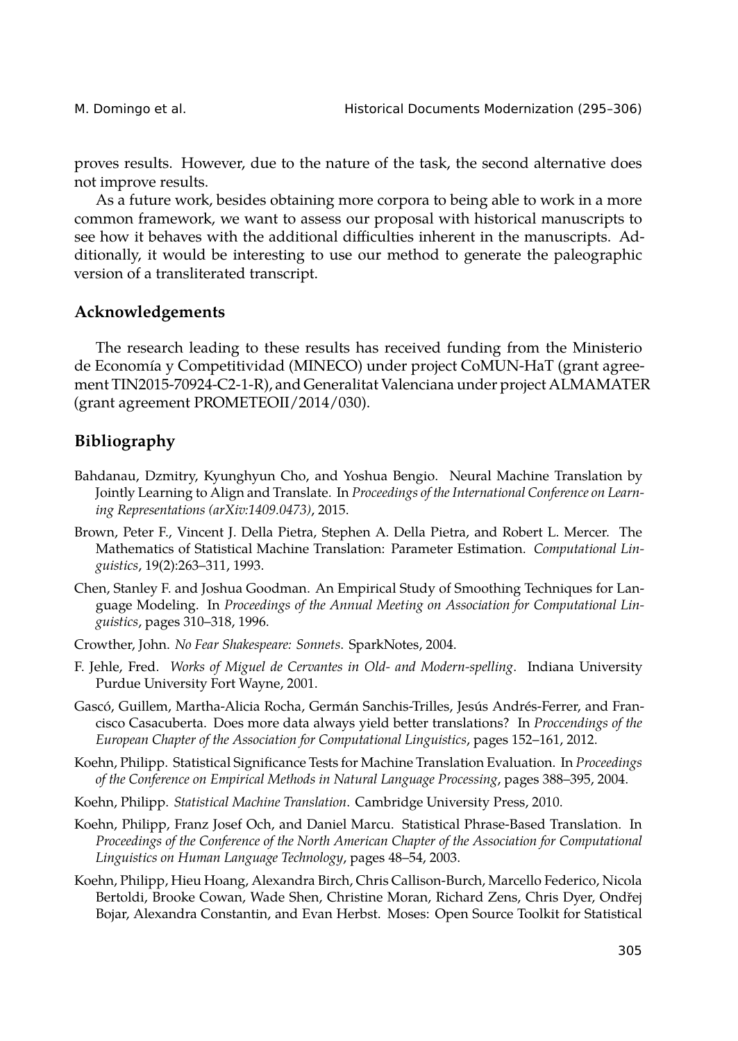proves results. However, due to the nature of the task, the second alternative does not improve results.

As a future work, besides obtaining more corpora to being able to work in a more common framework, we want to assess our proposal with historical manuscripts to see how it behaves with the additional difficulties inherent in the manuscripts. Additionally, it would be interesting to use our method to generate the paleographic version of a transliterated transcript.

## Acknowledgements

The research leading to these results has received funding from the Ministerio de Economía y Competitividad (MINECO) under project CoMUN-HaT (grant agreement TIN2015-70924-C2-1-R), and Generalitat Valenciana under project ALMAMATER (grant agreement PROMETEOII/2014/030).

## Bibliography

Bahdanau, Dzmitry, Kyunghyun Cho, and Yoshua Bengio. Neural Machine Translation by Jointly Learning to Align and Translate. In *Proceedings of the International Conference on Learning Representations (arXiv:1409.0473)*, 2015.

Brown, Peter F., Vincent J. Della Pietra, Stephen A. Della Pietra, and Robert L. Mercer. The Mathematics of Statistical Machine Translation: Parameter Estimation. *Computational Linguistics*, 19(2):263–311, 1993.

Chen, Stanley F. and Joshua Goodman. An Empirical Study of Smoothing Techniques for Language Modeling. In *Proceedings of the Annual Meeting on Association for Computational Linguistics*, pages 310–318, 1996.

Crowther, John. *No Fear Shakespeare: Sonnets*. SparkNotes, 2004.

F. Jehle, Fred. *Works of Miguel de Cervantes in Old- and Modern-spelling*. Indiana University Purdue University Fort Wayne, 2001.

Gascó, Guillem, Martha-Alicia Rocha, Germán Sanchis-Trilles, Jesús Andrés-Ferrer, and Francisco Casacuberta. Does more data always yield better translations? In *Proccendings of the European Chapter of the Association for Computational Linguistics*, pages 152–161, 2012.

Koehn, Philipp. Statistical Significance Tests for Machine Translation Evaluation. In *Proceedings of the Conference on Empirical Methods in Natural Language Processing*, pages 388–395, 2004.

Koehn, Philipp. *Statistical Machine Translation*. Cambridge University Press, 2010.

Koehn, Philipp, Franz Josef Och, and Daniel Marcu. Statistical Phrase-Based Translation. In *Proceedings of the Conference of the North American Chapter of the Association for Computational Linguistics on Human Language Technology*, pages 48–54, 2003.

Koehn, Philipp, Hieu Hoang, Alexandra Birch, Chris Callison-Burch, Marcello Federico, Nicola Bertoldi, Brooke Cowan, Wade Shen, Christine Moran, Richard Zens, Chris Dyer, Ondřej Bojar, Alexandra Constantin, and Evan Herbst. Moses: Open Source Toolkit for Statistical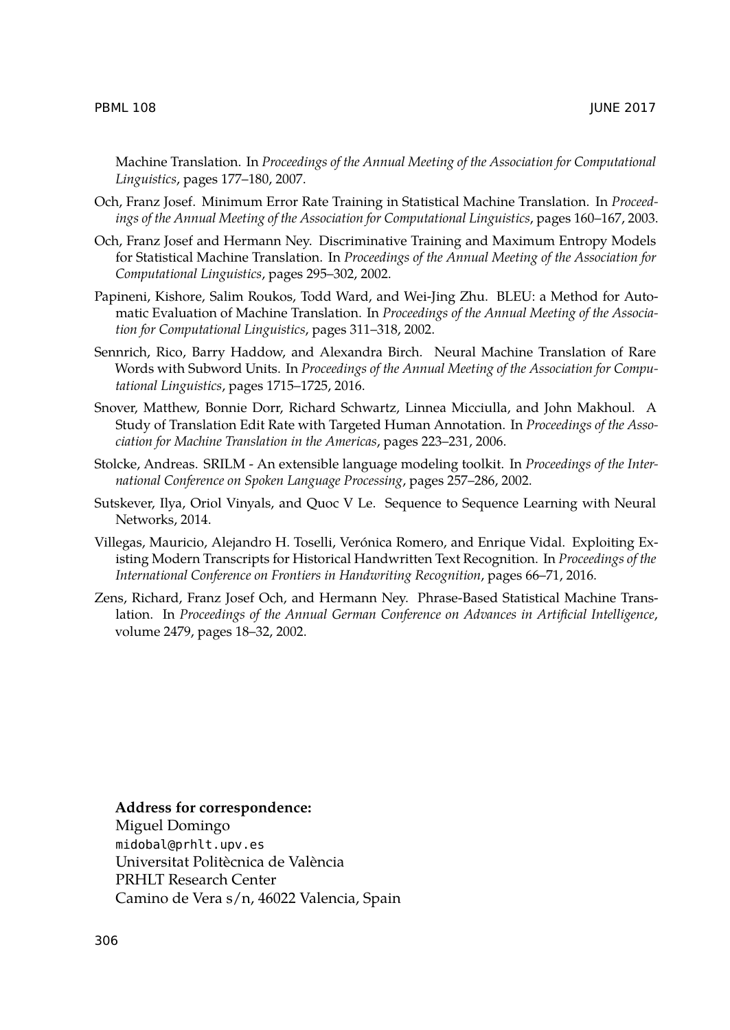Machine Translation. In *Proceedings of the Annual Meeting of the Association for Computational Linguistics*, pages 177–180, 2007.

Och, Franz Josef. Minimum Error Rate Training in Statistical Machine Translation. In *Proceedings of the Annual Meeting of the Association for Computational Linguistics*, pages 160–167, 2003.

Och, Franz Josef and Hermann Ney. Discriminative Training and Maximum Entropy Models for Statistical Machine Translation. In *Proceedings of the Annual Meeting of the Association for Computational Linguistics*, pages 295–302, 2002.

Papineni, Kishore, Salim Roukos, Todd Ward, and Wei-Jing Zhu. BLEU: a Method for Automatic Evaluation of Machine Translation. In *Proceedings of the Annual Meeting of the Association for Computational Linguistics*, pages 311–318, 2002.

Sennrich, Rico, Barry Haddow, and Alexandra Birch. Neural Machine Translation of Rare Words with Subword Units. In *Proceedings of the Annual Meeting of the Association for Computational Linguistics*, pages 1715–1725, 2016.

Snover, Matthew, Bonnie Dorr, Richard Schwartz, Linnea Micciulla, and John Makhoul. A Study of Translation Edit Rate with Targeted Human Annotation. In *Proceedings of the Association for Machine Translation in the Americas*, pages 223–231, 2006.

Stolcke, Andreas. SRILM - An extensible language modeling toolkit. In *Proceedings of the International Conference on Spoken Language Processing*, pages 257–286, 2002.

Sutskever, Ilya, Oriol Vinyals, and Quoc V Le. Sequence to Sequence Learning with Neural Networks, 2014.

Villegas, Mauricio, Alejandro H. Toselli, Verónica Romero, and Enrique Vidal. Exploiting Existing Modern Transcripts for Historical Handwritten Text Recognition. In *Proceedings of the International Conference on Frontiers in Handwriting Recognition*, pages 66–71, 2016.

Zens, Richard, Franz Josef Och, and Hermann Ney. Phrase-Based Statistical Machine Translation. In *Proceedings of the Annual German Conference on Advances in Artificial Intelligence*, volume 2479, pages 18–32, 2002.

**Address for correspondence:**
Miguel Domingo
midobal@prhlt.upv.es
Universitat Politècnica de València
PRHLT Research Center
Camino de Vera s/n, 46022 Valencia, Spain